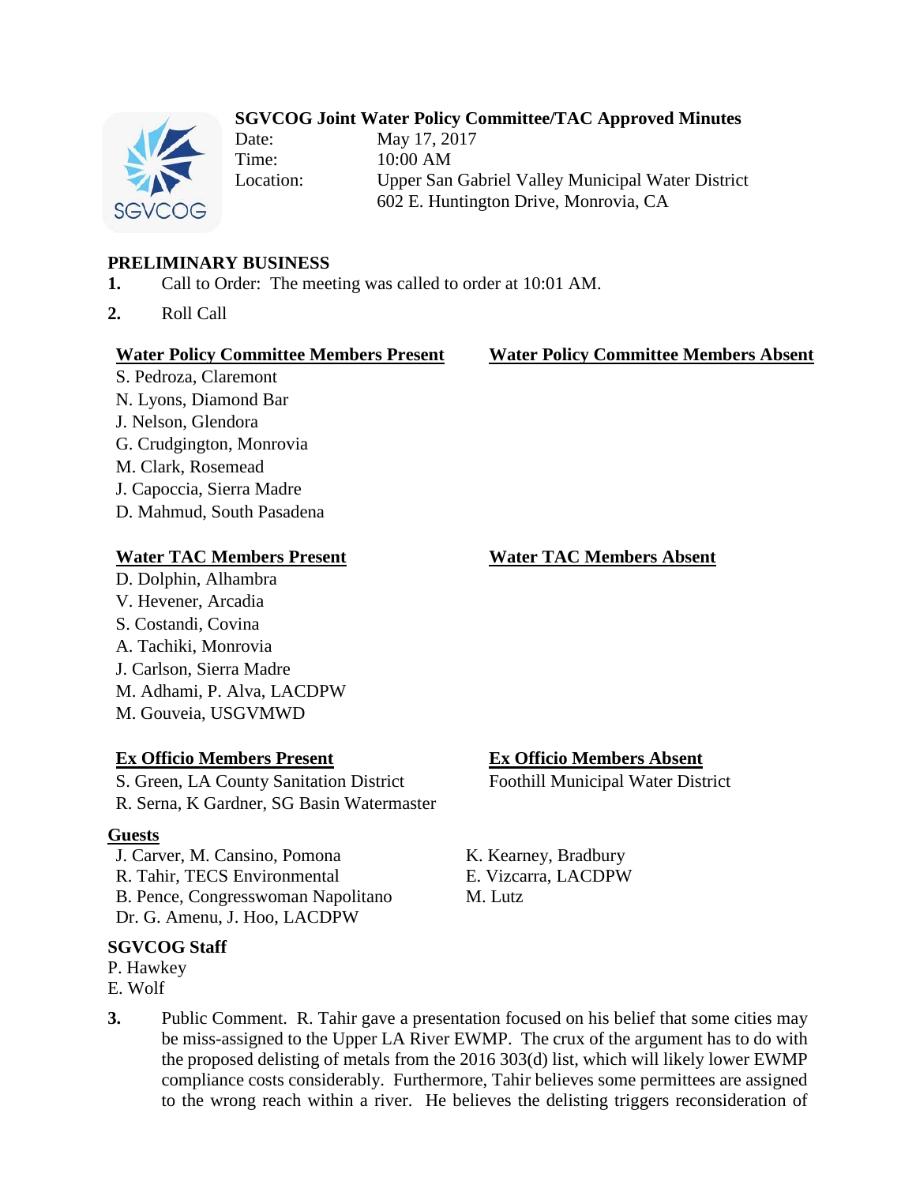# SGVCOG Joint Water Policy Committee/TAC Approved Minutes

Date: May 17, 2017
Time: 10:00 AM
Location: Upper San Gabriel Valley Municipal Water District
602 E. Huntington Drive, Monrovia, CA

## PRELIMINARY BUSINESS

1. Call to Order: The meeting was called to order at 10:01 AM.
2. Roll Call

**Water Policy Committee Members Present**
S. Pedroza, Claremont
N. Lyons, Diamond Bar
J. Nelson, Glendora
G. Crudgington, Monrovia
M. Clark, Rosemead
J. Capoccia, Sierra Madre
D. Mahmud, South Pasadena

**Water Policy Committee Members Absent**

**Water TAC Members Present**
D. Dolphin, Alhambra
V. Hevener, Arcadia
S. Costandi, Covina
A. Tachiki, Monrovia
J. Carlson, Sierra Madre
M. Adhami, P. Alva, LACDPW
M. Gouveia, USGVMWD

**Water TAC Members Absent**

**Ex Officio Members Present**
S. Green, LA County Sanitation District
R. Serna, K Gardner, SG Basin Watermaster

**Ex Officio Members Absent**
Foothill Municipal Water District

**Guests**
J. Carver, M. Cansino, Pomona
R. Tahir, TECS Environmental
B. Pence, Congresswoman Napolitano
Dr. G. Amenu, J. Hoo, LACDPW
K. Kearney, Bradbury
E. Vizcarra, LACDPW
M. Lutz

**SGVCOG Staff**
P. Hawkey
E. Wolf

3. Public Comment. R. Tahir gave a presentation focused on his belief that some cities may be miss-assigned to the Upper LA River EWMP. The crux of the argument has to do with the proposed delisting of metals from the 2016 303(d) list, which will likely lower EWMP compliance costs considerably. Furthermore, Tahir believes some permittees are assigned to the wrong reach within a river. He believes the delisting triggers reconsideration of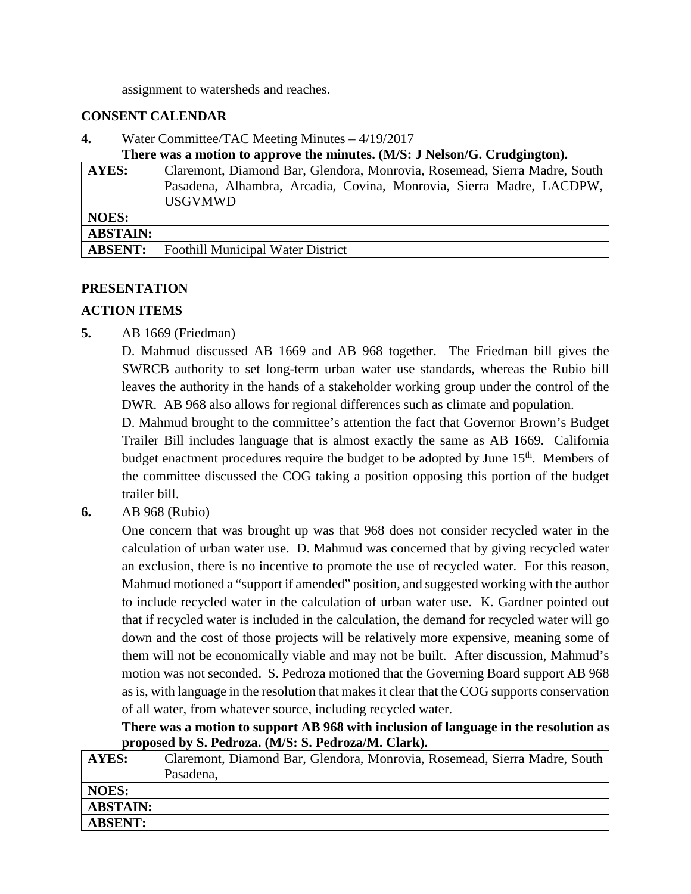assignment to watersheds and reaches.

## CONSENT CALENDAR

**4.** Water Committee/TAC Meeting Minutes – 4/19/2017

**There was a motion to approve the minutes. (M/S: J Nelson/G. Crudgington).**

| **AYES:** | Claremont, Diamond Bar, Glendora, Monrovia, Rosemead, Sierra Madre, South Pasadena, Alhambra, Arcadia, Covina, Monrovia, Sierra Madre, LACDPW, USGVMWD |
|---|---|
| **NOES:** | |
| **ABSTAIN:** | |
| **ABSENT:** | Foothill Municipal Water District |

## PRESENTATION

## ACTION ITEMS

**5.** AB 1669 (Friedman)

D. Mahmud discussed AB 1669 and AB 968 together. The Friedman bill gives the SWRCB authority to set long-term urban water use standards, whereas the Rubio bill leaves the authority in the hands of a stakeholder working group under the control of the DWR. AB 968 also allows for regional differences such as climate and population.

D. Mahmud brought to the committee's attention the fact that Governor Brown's Budget Trailer Bill includes language that is almost exactly the same as AB 1669. California budget enactment procedures require the budget to be adopted by June 15th. Members of the committee discussed the COG taking a position opposing this portion of the budget trailer bill.

**6.** AB 968 (Rubio)

One concern that was brought up was that 968 does not consider recycled water in the calculation of urban water use. D. Mahmud was concerned that by giving recycled water an exclusion, there is no incentive to promote the use of recycled water. For this reason, Mahmud motioned a "support if amended" position, and suggested working with the author to include recycled water in the calculation of urban water use. K. Gardner pointed out that if recycled water is included in the calculation, the demand for recycled water will go down and the cost of those projects will be relatively more expensive, meaning some of them will not be economically viable and may not be built. After discussion, Mahmud's motion was not seconded. S. Pedroza motioned that the Governing Board support AB 968 as is, with language in the resolution that makes it clear that the COG supports conservation of all water, from whatever source, including recycled water.

**There was a motion to support AB 968 with inclusion of language in the resolution as proposed by S. Pedroza. (M/S: S. Pedroza/M. Clark).**

| **AYES:** | Claremont, Diamond Bar, Glendora, Monrovia, Rosemead, Sierra Madre, South Pasadena, |
|---|---|
| **NOES:** | |
| **ABSTAIN:** | |
| **ABSENT:** | |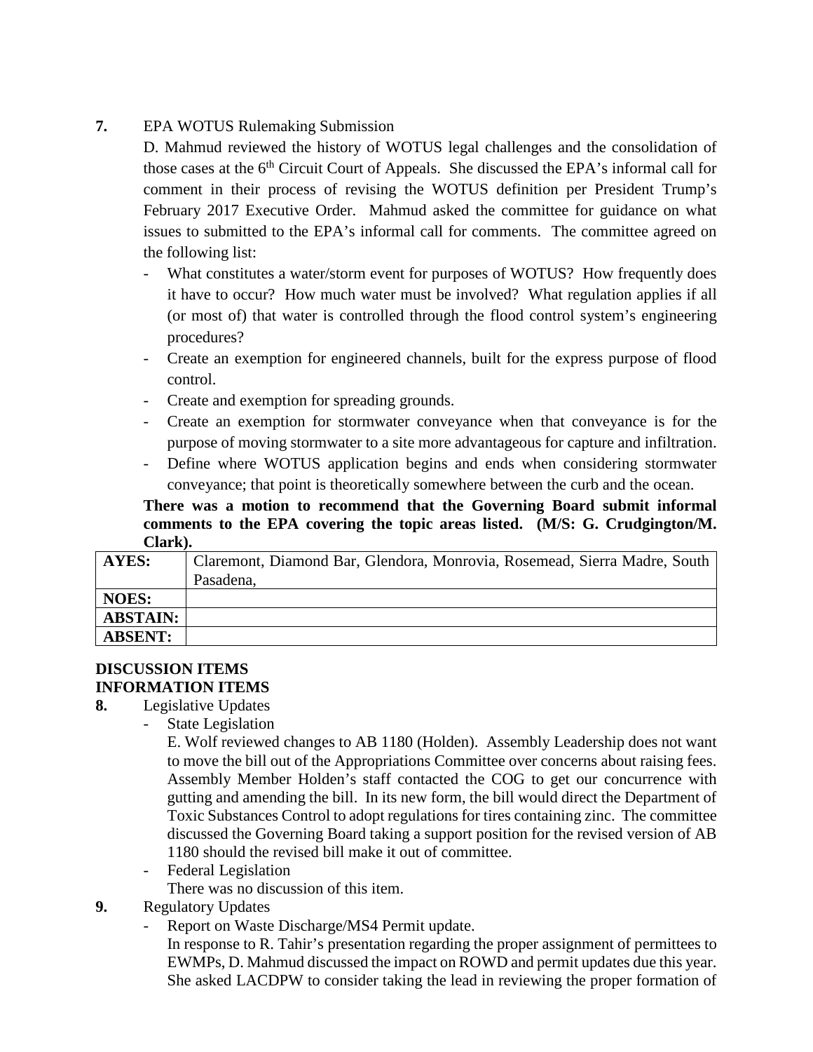**7.** EPA WOTUS Rulemaking Submission

D. Mahmud reviewed the history of WOTUS legal challenges and the consolidation of those cases at the 6th Circuit Court of Appeals. She discussed the EPA's informal call for comment in their process of revising the WOTUS definition per President Trump's February 2017 Executive Order. Mahmud asked the committee for guidance on what issues to submitted to the EPA's informal call for comments. The committee agreed on the following list:

- What constitutes a water/storm event for purposes of WOTUS? How frequently does it have to occur? How much water must be involved? What regulation applies if all (or most of) that water is controlled through the flood control system's engineering procedures?
- Create an exemption for engineered channels, built for the express purpose of flood control.
- Create and exemption for spreading grounds.
- Create an exemption for stormwater conveyance when that conveyance is for the purpose of moving stormwater to a site more advantageous for capture and infiltration.
- Define where WOTUS application begins and ends when considering stormwater conveyance; that point is theoretically somewhere between the curb and the ocean.

**There was a motion to recommend that the Governing Board submit informal comments to the EPA covering the topic areas listed. (M/S: G. Crudgington/M. Clark).**

| | |
|---|---|
| **AYES:** | Claremont, Diamond Bar, Glendora, Monrovia, Rosemead, Sierra Madre, South Pasadena, |
| **NOES:** | |
| **ABSTAIN:** | |
| **ABSENT:** | |

**DISCUSSION ITEMS**

**INFORMATION ITEMS**

**8.** Legislative Updates

- State Legislation

  E. Wolf reviewed changes to AB 1180 (Holden). Assembly Leadership does not want to move the bill out of the Appropriations Committee over concerns about raising fees. Assembly Member Holden's staff contacted the COG to get our concurrence with gutting and amending the bill. In its new form, the bill would direct the Department of Toxic Substances Control to adopt regulations for tires containing zinc. The committee discussed the Governing Board taking a support position for the revised version of AB 1180 should the revised bill make it out of committee.

- Federal Legislation

  There was no discussion of this item.

**9.** Regulatory Updates

- Report on Waste Discharge/MS4 Permit update.

  In response to R. Tahir's presentation regarding the proper assignment of permittees to EWMPs, D. Mahmud discussed the impact on ROWD and permit updates due this year. She asked LACDPW to consider taking the lead in reviewing the proper formation of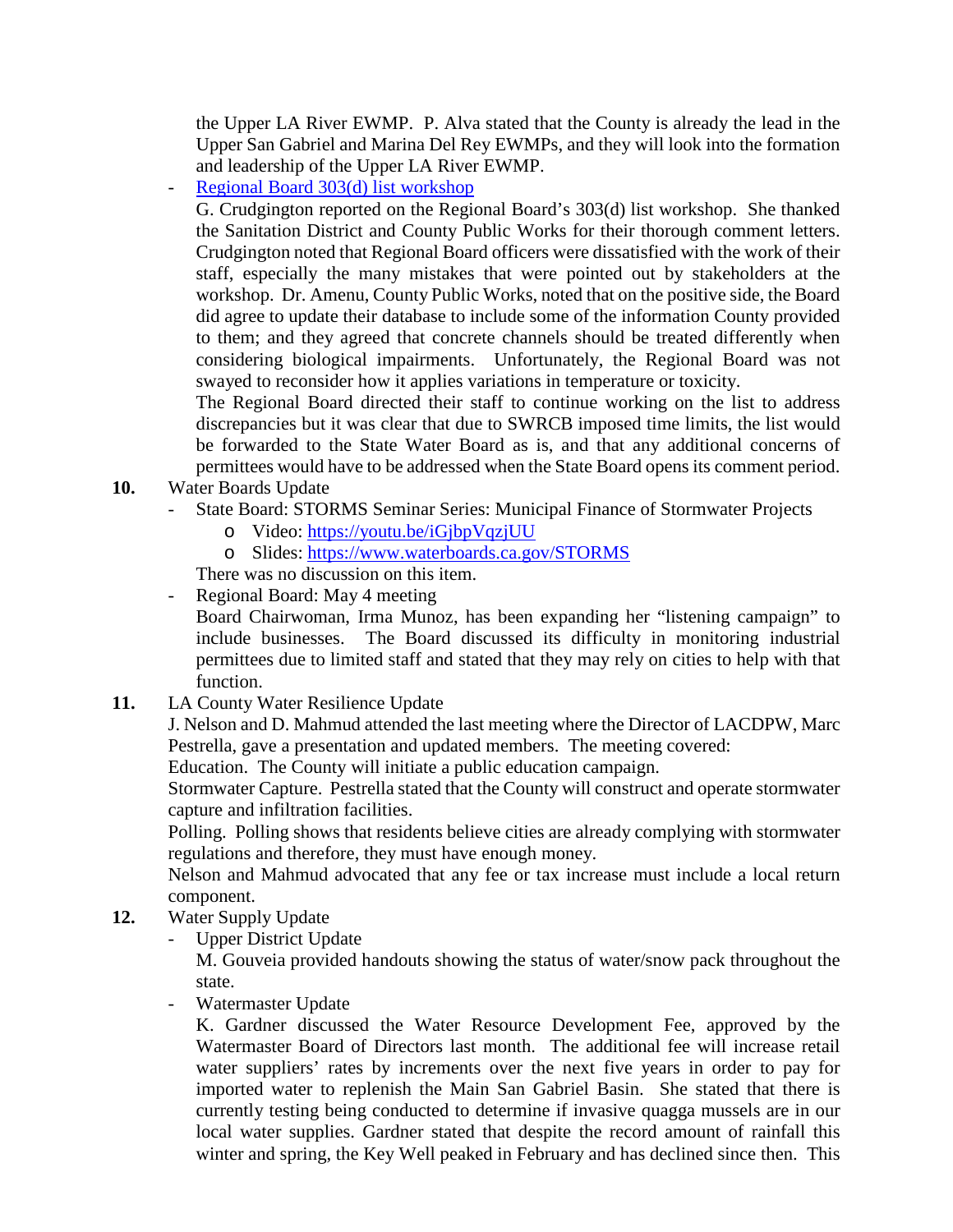the Upper LA River EWMP. P. Alva stated that the County is already the lead in the Upper San Gabriel and Marina Del Rey EWMPs, and they will look into the formation and leadership of the Upper LA River EWMP.

- Regional Board 303(d) list workshop

  G. Crudgington reported on the Regional Board's 303(d) list workshop. She thanked the Sanitation District and County Public Works for their thorough comment letters. Crudgington noted that Regional Board officers were dissatisfied with the work of their staff, especially the many mistakes that were pointed out by stakeholders at the workshop. Dr. Amenu, County Public Works, noted that on the positive side, the Board did agree to update their database to include some of the information County provided to them; and they agreed that concrete channels should be treated differently when considering biological impairments. Unfortunately, the Regional Board was not swayed to reconsider how it applies variations in temperature or toxicity.

  The Regional Board directed their staff to continue working on the list to address discrepancies but it was clear that due to SWRCB imposed time limits, the list would be forwarded to the State Water Board as is, and that any additional concerns of permittees would have to be addressed when the State Board opens its comment period.

**10.** Water Boards Update

- State Board: STORMS Seminar Series: Municipal Finance of Stormwater Projects
  - Video: https://youtu.be/iGjbpVqzjUU
  - Slides: https://www.waterboards.ca.gov/STORMS

  There was no discussion on this item.

- Regional Board: May 4 meeting

  Board Chairwoman, Irma Munoz, has been expanding her "listening campaign" to include businesses. The Board discussed its difficulty in monitoring industrial permittees due to limited staff and stated that they may rely on cities to help with that function.

**11.** LA County Water Resilience Update

J. Nelson and D. Mahmud attended the last meeting where the Director of LACDPW, Marc Pestrella, gave a presentation and updated members. The meeting covered:

Education. The County will initiate a public education campaign.

Stormwater Capture. Pestrella stated that the County will construct and operate stormwater capture and infiltration facilities.

Polling. Polling shows that residents believe cities are already complying with stormwater regulations and therefore, they must have enough money.

Nelson and Mahmud advocated that any fee or tax increase must include a local return component.

**12.** Water Supply Update

- Upper District Update

  M. Gouveia provided handouts showing the status of water/snow pack throughout the state.

- Watermaster Update

  K. Gardner discussed the Water Resource Development Fee, approved by the Watermaster Board of Directors last month. The additional fee will increase retail water suppliers' rates by increments over the next five years in order to pay for imported water to replenish the Main San Gabriel Basin. She stated that there is currently testing being conducted to determine if invasive quagga mussels are in our local water supplies. Gardner stated that despite the record amount of rainfall this winter and spring, the Key Well peaked in February and has declined since then. This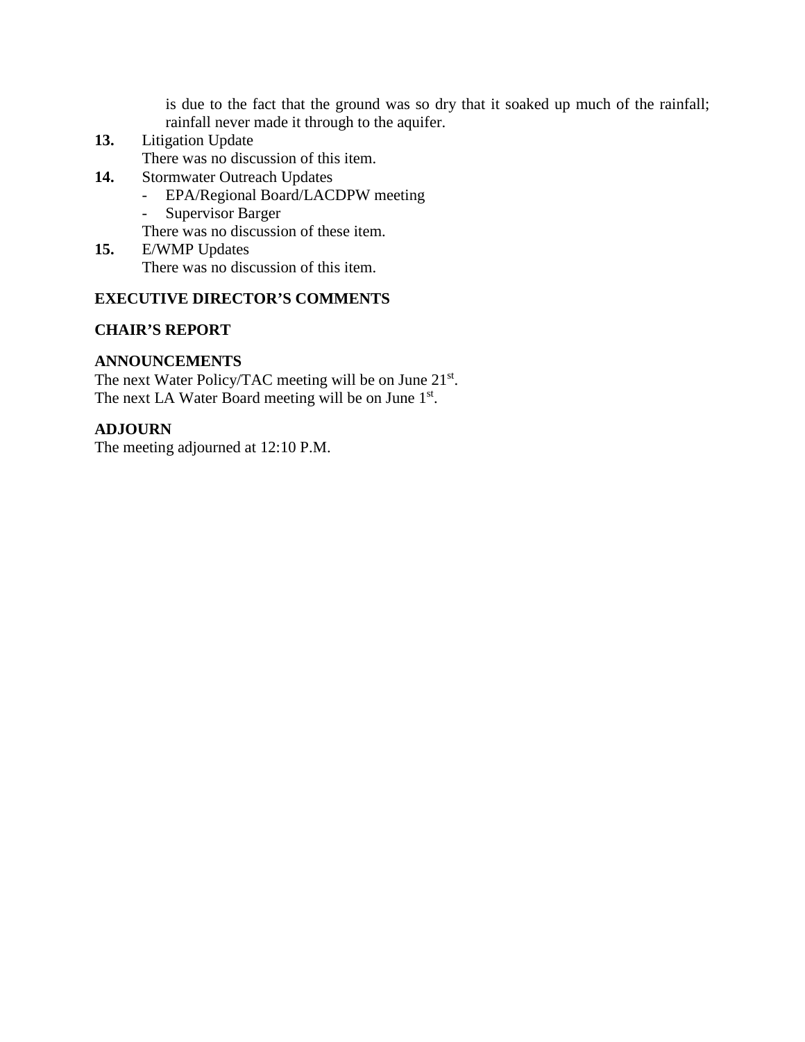is due to the fact that the ground was so dry that it soaked up much of the rainfall; rainfall never made it through to the aquifer.

**13.** Litigation Update
There was no discussion of this item.

**14.** Stormwater Outreach Updates
- EPA/Regional Board/LACDPW meeting
- Supervisor Barger

There was no discussion of these item.

**15.** E/WMP Updates
There was no discussion of this item.

**EXECUTIVE DIRECTOR'S COMMENTS**

**CHAIR'S REPORT**

**ANNOUNCEMENTS**

The next Water Policy/TAC meeting will be on June 21st.
The next LA Water Board meeting will be on June 1st.

**ADJOURN**

The meeting adjourned at 12:10 P.M.